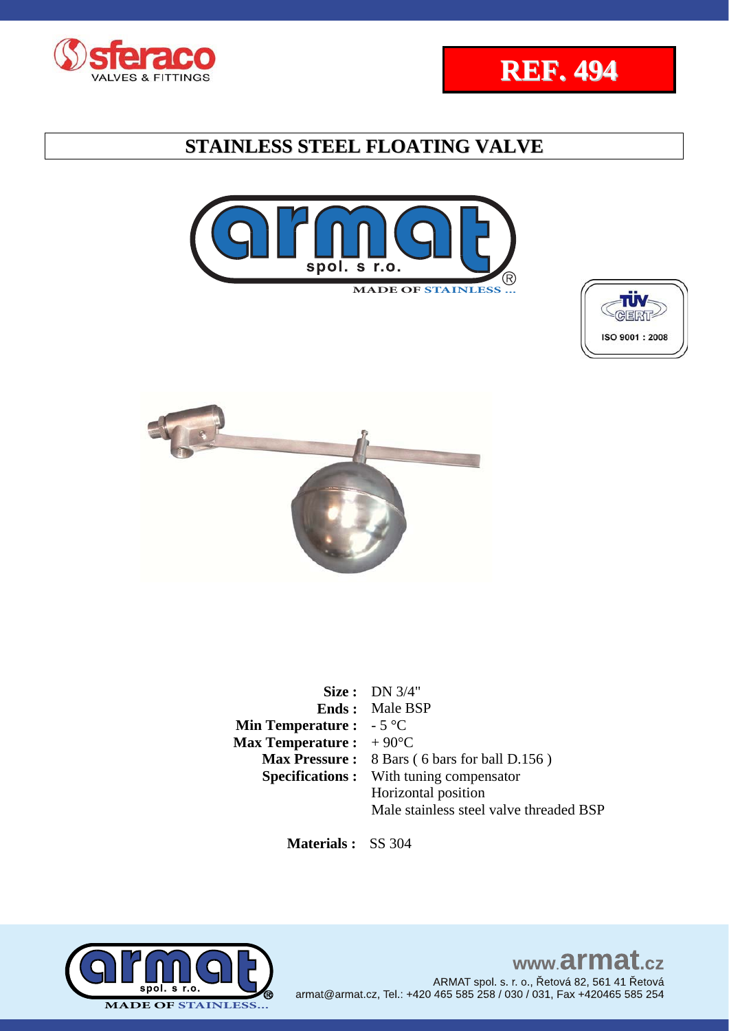**REF. 494**

# STAINLESS STEEL FLOATING VALVE

MADE OF STAINLESS ...

ISO 9001 : 2008

| | |
|---|---|
| **Size :** | DN 3/4" |
| **Ends :** | Male BSP |
| **Min Temperature :** | - 5 °C |
| **Max Temperature :** | + 90°C |
| **Max Pressure :** | 8 Bars ( 6 bars for ball D.156 ) |
| **Specifications :** | With tuning compensator<br>Horizontal position<br>Male stainless steel valve threaded BSP |

**Materials :** SS 304

www.armat.cz
ARMAT spol. s. r. o., Řetová 82, 561 41 Řetová
armat@armat.cz, Tel.: +420 465 585 258 / 030 / 031, Fax +420465 585 254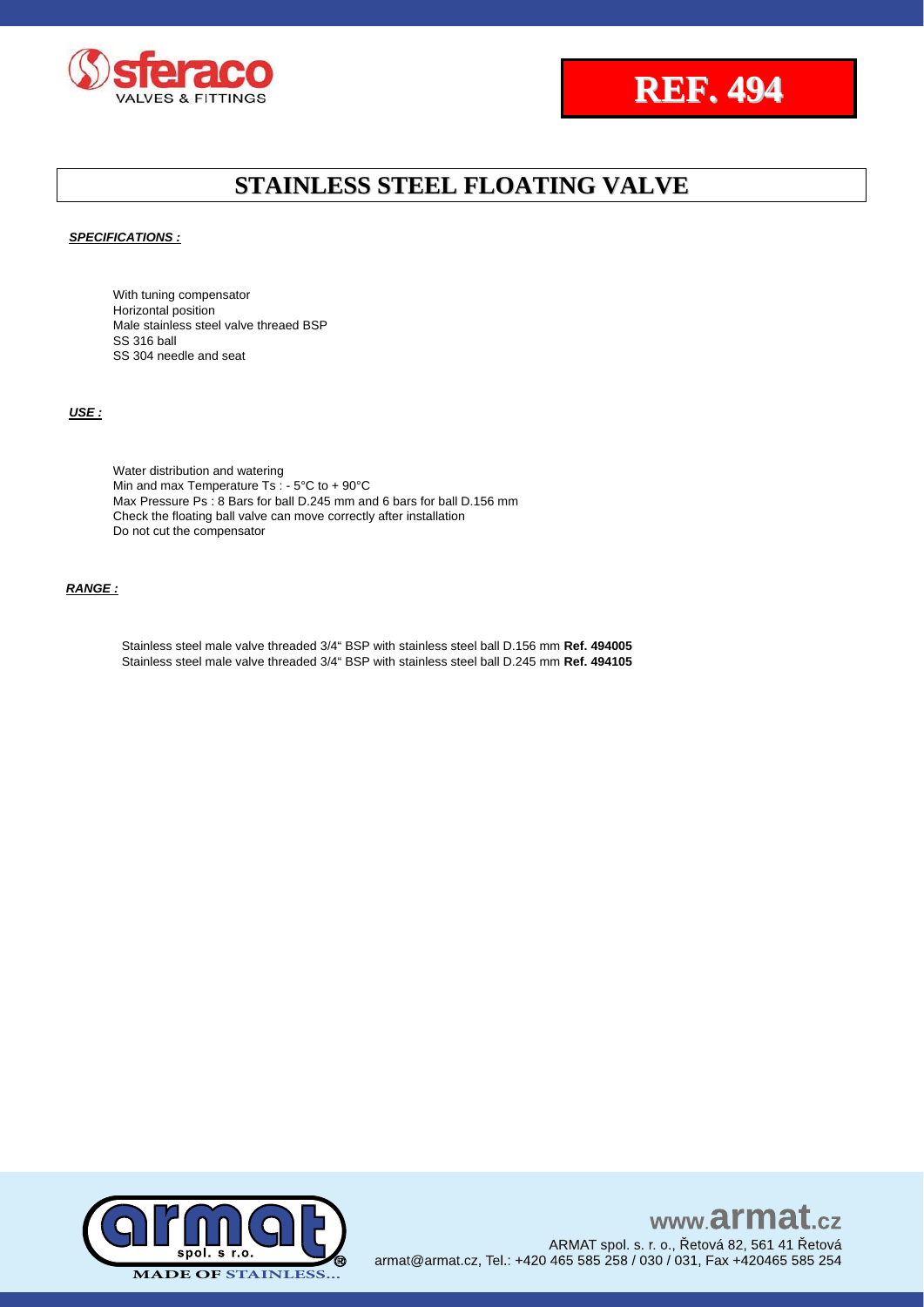# REF. 494

## STAINLESS STEEL FLOATING VALVE

***SPECIFICATIONS :***

With tuning compensator
Horizontal position
Male stainless steel valve threaed BSP
SS 316 ball
SS 304 needle and seat

***USE :***

Water distribution and watering
Min and max Temperature Ts : - 5°C to + 90°C
Max Pressure Ps : 8 Bars for ball D.245 mm and 6 bars for ball D.156 mm
Check the floating ball valve can move correctly after installation
Do not cut the compensator

***RANGE :***

Stainless steel male valve threaded 3/4" BSP with stainless steel ball D.156 mm **Ref. 494005**
Stainless steel male valve threaded 3/4" BSP with stainless steel ball D.245 mm **Ref. 494105**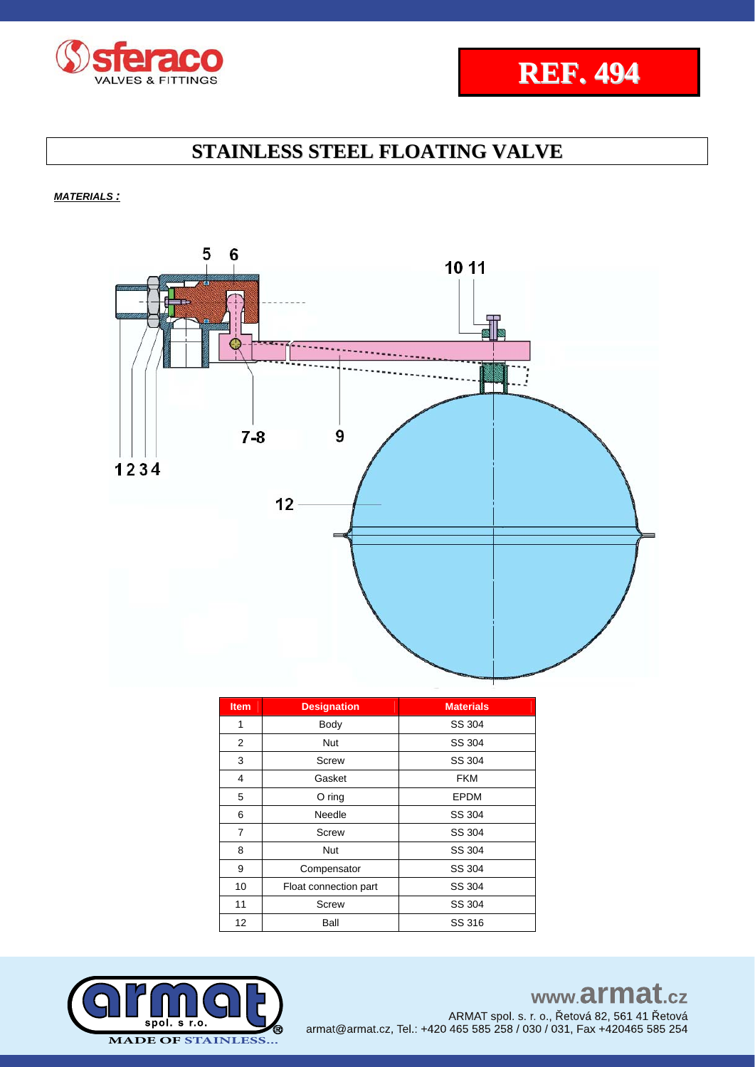# REF. 494

## STAINLESS STEEL FLOATING VALVE

***MATERIALS :***

| Item | Designation | Materials |
|---|---|---|
| 1 | Body | SS 304 |
| 2 | Nut | SS 304 |
| 3 | Screw | SS 304 |
| 4 | Gasket | FKM |
| 5 | O ring | EPDM |
| 6 | Needle | SS 304 |
| 7 | Screw | SS 304 |
| 8 | Nut | SS 304 |
| 9 | Compensator | SS 304 |
| 10 | Float connection part | SS 304 |
| 11 | Screw | SS 304 |
| 12 | Ball | SS 316 |

www.armat.cz

ARMAT spol. s r. o., Řetová 82, 561 41 Řetová

armat@armat.cz, Tel.: +420 465 585 258 / 030 / 031, Fax +420465 585 254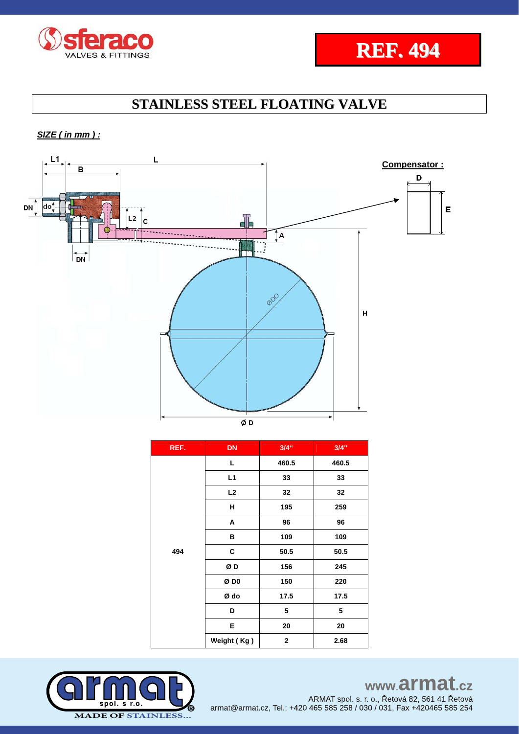# REF. 494

## STAINLESS STEEL FLOATING VALVE

***SIZE ( in mm ) :***

| REF. | DN | 3/4" | 3/4" |
|---|---|---|---|
| 494 | L | 460.5 | 460.5 |
| | L1 | 33 | 33 |
| | L2 | 32 | 32 |
| | H | 195 | 259 |
| | A | 96 | 96 |
| | B | 109 | 109 |
| | C | 50.5 | 50.5 |
| | Ø D | 156 | 245 |
| | Ø D0 | 150 | 220 |
| | Ø do | 17.5 | 17.5 |
| | D | 5 | 5 |
| | E | 20 | 20 |
| | Weight ( Kg ) | 2 | 2.68 |

www.armat.cz

ARMAT spol. s. r. o., Řetová 82, 561 41 Řetová
armat@armat.cz, Tel.: +420 465 585 258 / 030 / 031, Fax +420465 585 254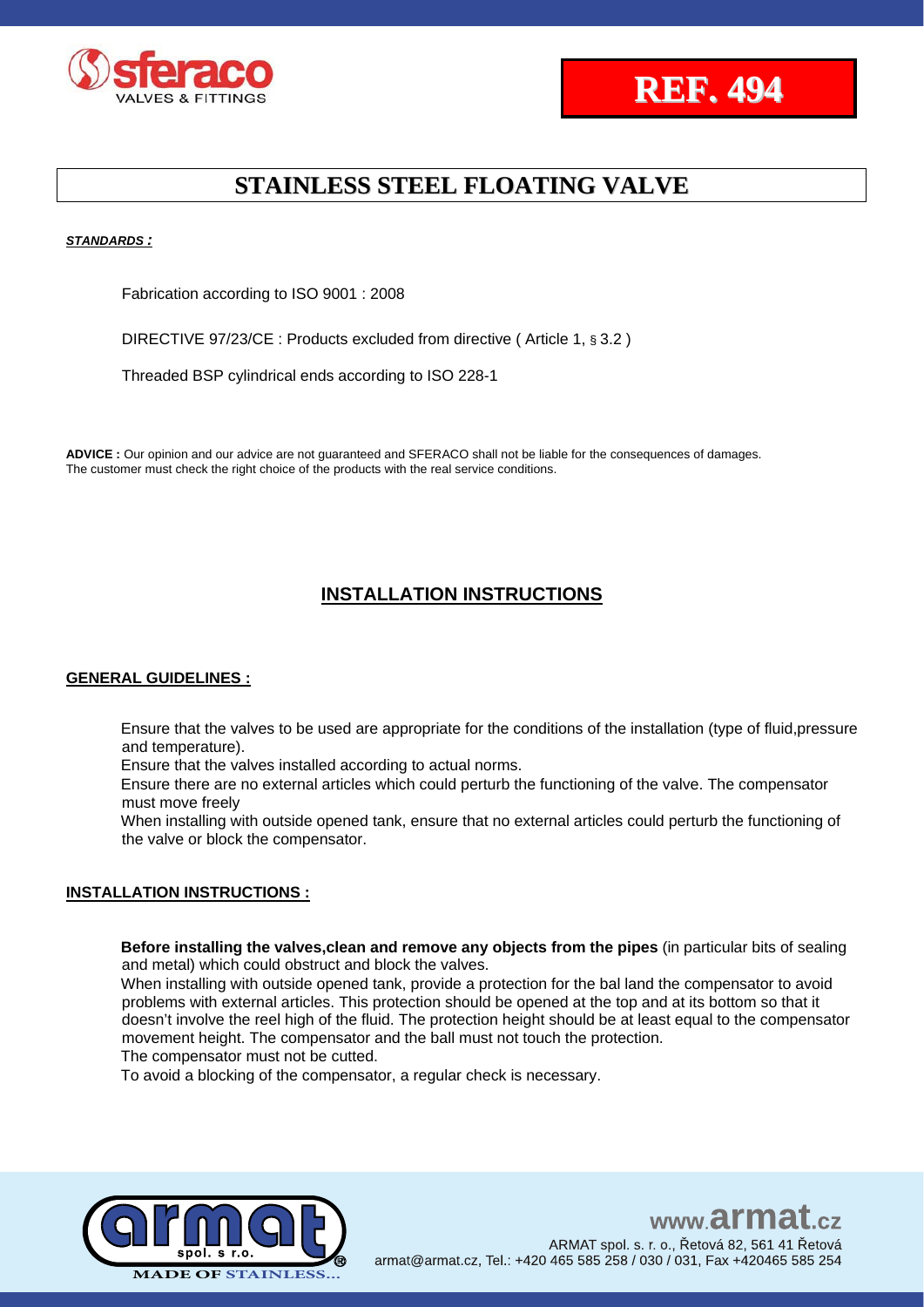**REF. 494**

# STAINLESS STEEL FLOATING VALVE

***STANDARDS :***

Fabrication according to ISO 9001 : 2008

DIRECTIVE 97/23/CE : Products excluded from directive ( Article 1, § 3.2 )

Threaded BSP cylindrical ends according to ISO 228-1

**ADVICE :** Our opinion and our advice are not guaranteed and SFERACO shall not be liable for the consequences of damages. The customer must check the right choice of the products with the real service conditions.

## INSTALLATION INSTRUCTIONS

### GENERAL GUIDELINES :

Ensure that the valves to be used are appropriate for the conditions of the installation (type of fluid,pressure and temperature).
Ensure that the valves installed according to actual norms.
Ensure there are no external articles which could perturb the functioning of the valve. The compensator must move freely
When installing with outside opened tank, ensure that no external articles could perturb the functioning of the valve or block the compensator.

### INSTALLATION INSTRUCTIONS :

**Before installing the valves,clean and remove any objects from the pipes** (in particular bits of sealing and metal) which could obstruct and block the valves.
When installing with outside opened tank, provide a protection for the bal land the compensator to avoid problems with external articles. This protection should be opened at the top and at its bottom so that it doesn't involve the reel high of the fluid. The protection height should be at least equal to the compensator movement height. The compensator and the ball must not touch the protection.
The compensator must not be cutted.
To avoid a blocking of the compensator, a regular check is necessary.